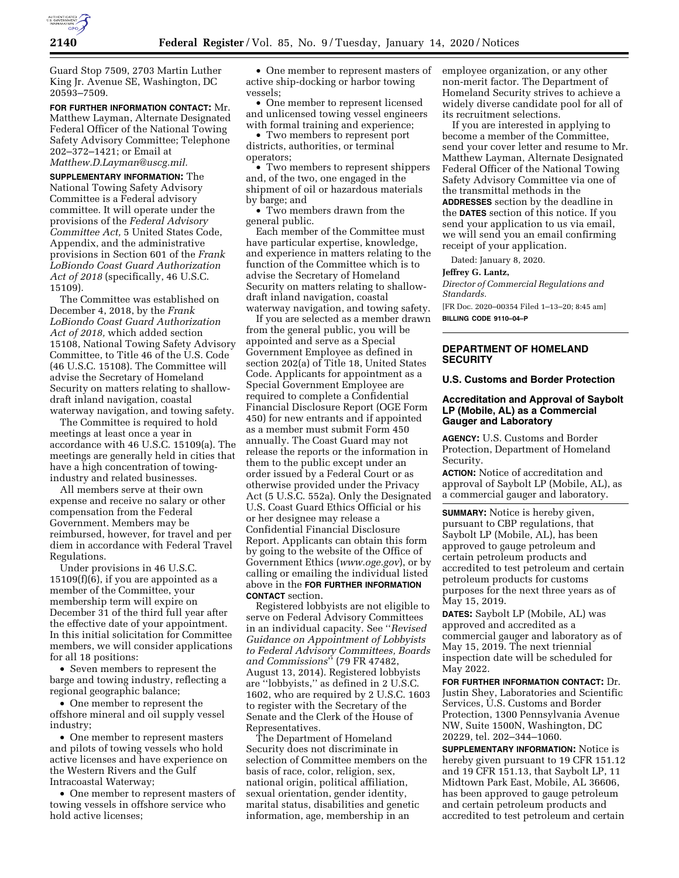Guard Stop 7509, 2703 Martin Luther King Jr. Avenue SE, Washington, DC 20593–7509.

**FOR FURTHER INFORMATION CONTACT:** Mr. Matthew Layman, Alternate Designated Federal Officer of the National Towing Safety Advisory Committee; Telephone 202–372–1421; or Email at *Matthew.D.Layman@uscg.mil.*

**SUPPLEMENTARY INFORMATION:** The National Towing Safety Advisory Committee is a Federal advisory committee. It will operate under the provisions of the *Federal Advisory Committee Act,* 5 United States Code, Appendix, and the administrative provisions in Section 601 of the *Frank LoBiondo Coast Guard Authorization Act of 2018* (specifically, 46 U.S.C. 15109).

The Committee was established on December 4, 2018, by the *Frank LoBiondo Coast Guard Authorization Act of 2018,* which added section 15108, National Towing Safety Advisory Committee, to Title 46 of the U.S. Code (46 U.S.C. 15108). The Committee will advise the Secretary of Homeland Security on matters relating to shallow-draft inland navigation, coastal waterway navigation, and towing safety.

The Committee is required to hold meetings at least once a year in accordance with 46 U.S.C. 15109(a). The meetings are generally held in cities that have a high concentration of towing-industry and related businesses.

All members serve at their own expense and receive no salary or other compensation from the Federal Government. Members may be reimbursed, however, for travel and per diem in accordance with Federal Travel Regulations.

Under provisions in 46 U.S.C. 15109(f)(6), if you are appointed as a member of the Committee, your membership term will expire on December 31 of the third full year after the effective date of your appointment. In this initial solicitation for Committee members, we will consider applications for all 18 positions:

- Seven members to represent the barge and towing industry, reflecting a regional geographic balance;
- One member to represent the offshore mineral and oil supply vessel industry;
- One member to represent masters and pilots of towing vessels who hold active licenses and have experience on the Western Rivers and the Gulf Intracoastal Waterway;
- One member to represent masters of towing vessels in offshore service who hold active licenses;
- One member to represent masters of active ship-docking or harbor towing vessels;
- One member to represent licensed and unlicensed towing vessel engineers with formal training and experience;
- Two members to represent port districts, authorities, or terminal operators;
- Two members to represent shippers and, of the two, one engaged in the shipment of oil or hazardous materials by barge; and
- Two members drawn from the general public.

Each member of the Committee must have particular expertise, knowledge, and experience in matters relating to the function of the Committee which is to advise the Secretary of Homeland Security on matters relating to shallow-draft inland navigation, coastal waterway navigation, and towing safety.

If you are selected as a member drawn from the general public, you will be appointed and serve as a Special Government Employee as defined in section 202(a) of Title 18, United States Code. Applicants for appointment as a Special Government Employee are required to complete a Confidential Financial Disclosure Report (OGE Form 450) for new entrants and if appointed as a member must submit Form 450 annually. The Coast Guard may not release the reports or the information in them to the public except under an order issued by a Federal Court or as otherwise provided under the Privacy Act (5 U.S.C. 552a). Only the Designated U.S. Coast Guard Ethics Official or his or her designee may release a Confidential Financial Disclosure Report. Applicants can obtain this form by going to the website of the Office of Government Ethics (*www.oge.gov*), or by calling or emailing the individual listed above in the **FOR FURTHER INFORMATION CONTACT** section.

Registered lobbyists are not eligible to serve on Federal Advisory Committees in an individual capacity. See ''*Revised Guidance on Appointment of Lobbyists to Federal Advisory Committees, Boards and Commissions*'' (79 FR 47482, August 13, 2014). Registered lobbyists are ''lobbyists,'' as defined in 2 U.S.C. 1602, who are required by 2 U.S.C. 1603 to register with the Secretary of the Senate and the Clerk of the House of Representatives.

The Department of Homeland Security does not discriminate in selection of Committee members on the basis of race, color, religion, sex, national origin, political affiliation, sexual orientation, gender identity, marital status, disabilities and genetic information, age, membership in an employee organization, or any other non-merit factor. The Department of Homeland Security strives to achieve a widely diverse candidate pool for all of its recruitment selections.

If you are interested in applying to become a member of the Committee, send your cover letter and resume to Mr. Matthew Layman, Alternate Designated Federal Officer of the National Towing Safety Advisory Committee via one of the transmittal methods in the **ADDRESSES** section by the deadline in the **DATES** section of this notice. If you send your application to us via email, we will send you an email confirming receipt of your application.

Dated: January 8, 2020.

**Jeffrey G. Lantz,**

*Director of Commercial Regulations and Standards.*

[FR Doc. 2020–00354 Filed 1–13–20; 8:45 am]

**BILLING CODE 9110–04–P**

## DEPARTMENT OF HOMELAND SECURITY

### U.S. Customs and Border Protection

### Accreditation and Approval of Saybolt LP (Mobile, AL) as a Commercial Gauger and Laboratory

**AGENCY:** U.S. Customs and Border Protection, Department of Homeland Security.

**ACTION:** Notice of accreditation and approval of Saybolt LP (Mobile, AL), as a commercial gauger and laboratory.

**SUMMARY:** Notice is hereby given, pursuant to CBP regulations, that Saybolt LP (Mobile, AL), has been approved to gauge petroleum and certain petroleum products and accredited to test petroleum and certain petroleum products for customs purposes for the next three years as of May 15, 2019.

**DATES:** Saybolt LP (Mobile, AL) was approved and accredited as a commercial gauger and laboratory as of May 15, 2019. The next triennial inspection date will be scheduled for May 2022.

**FOR FURTHER INFORMATION CONTACT:** Dr. Justin Shey, Laboratories and Scientific Services, U.S. Customs and Border Protection, 1300 Pennsylvania Avenue NW, Suite 1500N, Washington, DC 20229, tel. 202–344–1060.

**SUPPLEMENTARY INFORMATION:** Notice is hereby given pursuant to 19 CFR 151.12 and 19 CFR 151.13, that Saybolt LP, 11 Midtown Park East, Mobile, AL 36606, has been approved to gauge petroleum and certain petroleum products and accredited to test petroleum and certain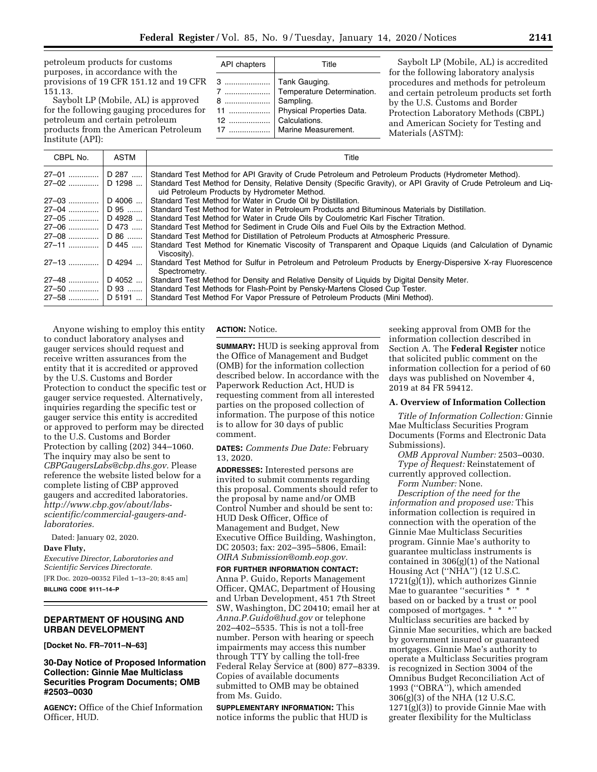petroleum products for customs purposes, in accordance with the provisions of 19 CFR 151.12 and 19 CFR 151.13.

Saybolt LP (Mobile, AL) is approved for the following gauging procedures for petroleum and certain petroleum products from the American Petroleum Institute (API):

| API chapters | Title |
|---|---|
| 3 | Tank Gauging. |
| 7 | Temperature Determination. |
| 8 | Sampling. |
| 11 | Physical Properties Data. |
| 12 | Calculations. |
| 17 | Marine Measurement. |

Saybolt LP (Mobile, AL) is accredited for the following laboratory analysis procedures and methods for petroleum and certain petroleum products set forth by the U.S. Customs and Border Protection Laboratory Methods (CBPL) and American Society for Testing and Materials (ASTM):

| CBPL No. | ASTM | Title |
|---|---|---|
| 27–01 | D 287 | Standard Test Method for API Gravity of Crude Petroleum and Petroleum Products (Hydrometer Method). |
| 27–02 | D 1298 | Standard Test Method for Density, Relative Density (Specific Gravity), or API Gravity of Crude Petroleum and Liquid Petroleum Products by Hydrometer Method. |
| 27–03 | D 4006 | Standard Test Method for Water in Crude Oil by Distillation. |
| 27–04 | D 95 | Standard Test Method for Water in Petroleum Products and Bituminous Materials by Distillation. |
| 27–05 | D 4928 | Standard Test Method for Water in Crude Oils by Coulometric Karl Fischer Titration. |
| 27–06 | D 473 | Standard Test Method for Sediment in Crude Oils and Fuel Oils by the Extraction Method. |
| 27–08 | D 86 | Standard Test Method for Distillation of Petroleum Products at Atmospheric Pressure. |
| 27–11 | D 445 | Standard Test Method for Kinematic Viscosity of Transparent and Opaque Liquids (and Calculation of Dynamic Viscosity). |
| 27–13 | D 4294 | Standard Test Method for Sulfur in Petroleum and Petroleum Products by Energy-Dispersive X-ray Fluorescence Spectrometry. |
| 27–48 | D 4052 | Standard Test Method for Density and Relative Density of Liquids by Digital Density Meter. |
| 27–50 | D 93 | Standard Test Methods for Flash-Point by Pensky-Martens Closed Cup Tester. |
| 27–58 | D 5191 | Standard Test Method For Vapor Pressure of Petroleum Products (Mini Method). |

Anyone wishing to employ this entity to conduct laboratory analyses and gauger services should request and receive written assurances from the entity that it is accredited or approved by the U.S. Customs and Border Protection to conduct the specific test or gauger service requested. Alternatively, inquiries regarding the specific test or gauger service this entity is accredited or approved to perform may be directed to the U.S. Customs and Border Protection by calling (202) 344–1060. The inquiry may also be sent to *CBPGaugersLabs@cbp.dhs.gov.* Please reference the website listed below for a complete listing of CBP approved gaugers and accredited laboratories. *http://www.cbp.gov/about/labs-scientific/commercial-gaugers-and-laboratories.*

Dated: January 02, 2020.

**Dave Fluty,**

*Executive Director, Laboratories and Scientific Services Directorate.*

[FR Doc. 2020–00352 Filed 1–13–20; 8:45 am]

**BILLING CODE 9111–14–P**

## DEPARTMENT OF HOUSING AND URBAN DEVELOPMENT

**[Docket No. FR–7011–N–63]**

## 30-Day Notice of Proposed Information Collection: Ginnie Mae Multiclass Securities Program Documents; OMB #2503–0030

**AGENCY:** Office of the Chief Information Officer, HUD.

**ACTION:** Notice.

**SUMMARY:** HUD is seeking approval from the Office of Management and Budget (OMB) for the information collection described below. In accordance with the Paperwork Reduction Act, HUD is requesting comment from all interested parties on the proposed collection of information. The purpose of this notice is to allow for 30 days of public comment.

**DATES:** *Comments Due Date:* February 13, 2020.

**ADDRESSES:** Interested persons are invited to submit comments regarding this proposal. Comments should refer to the proposal by name and/or OMB Control Number and should be sent to: HUD Desk Officer, Office of Management and Budget, New Executive Office Building, Washington, DC 20503; fax: 202–395–5806, Email: *OIRA Submission@omb.eop.gov.*

**FOR FURTHER INFORMATION CONTACT:** Anna P. Guido, Reports Management Officer, QMAC, Department of Housing and Urban Development, 451 7th Street SW, Washington, DC 20410; email her at *Anna.P.Guido@hud.gov* or telephone 202–402–5535. This is not a toll-free number. Person with hearing or speech impairments may access this number through TTY by calling the toll-free Federal Relay Service at (800) 877–8339. Copies of available documents submitted to OMB may be obtained from Ms. Guido.

**SUPPLEMENTARY INFORMATION:** This notice informs the public that HUD is seeking approval from OMB for the information collection described in Section A. The **Federal Register** notice that solicited public comment on the information collection for a period of 60 days was published on November 4, 2019 at 84 FR 59412.

### A. Overview of Information Collection

*Title of Information Collection:* Ginnie Mae Multiclass Securities Program Documents (Forms and Electronic Data Submissions).

*OMB Approval Number:* 2503–0030.

*Type of Request:* Reinstatement of currently approved collection.

*Form Number:* None.

*Description of the need for the information and proposed use:* This information collection is required in connection with the operation of the Ginnie Mae Multiclass Securities program. Ginnie Mae's authority to guarantee multiclass instruments is contained in 306(g)(1) of the National Housing Act (''NHA'') (12 U.S.C. 1721(g)(1)), which authorizes Ginnie Mae to guarantee ''securities * * * based on or backed by a trust or pool composed of mortgages. * * *'' Multiclass securities are backed by Ginnie Mae securities, which are backed by government insured or guaranteed mortgages. Ginnie Mae's authority to operate a Multiclass Securities program is recognized in Section 3004 of the Omnibus Budget Reconciliation Act of 1993 (''OBRA''), which amended 306(g)(3) of the NHA (12 U.S.C. 1271(g)(3)) to provide Ginnie Mae with greater flexibility for the Multiclass